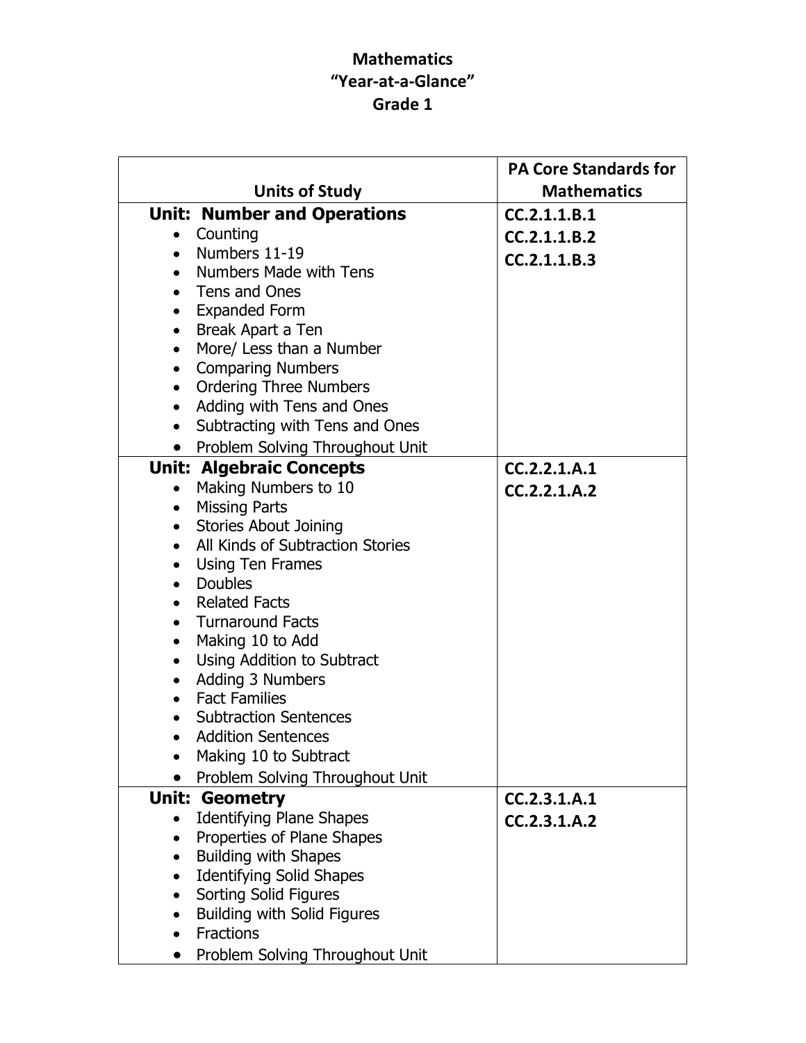# Mathematics
# "Year-at-a-Glance"
# Grade 1

| Units of Study | PA Core Standards for Mathematics |
|---|---|
| **Unit: Number and Operations**<br>• Counting<br>• Numbers 11-19<br>• Numbers Made with Tens<br>• Tens and Ones<br>• Expanded Form<br>• Break Apart a Ten<br>• More/ Less than a Number<br>• Comparing Numbers<br>• Ordering Three Numbers<br>• Adding with Tens and Ones<br>• Subtracting with Tens and Ones<br>• Problem Solving Throughout Unit | **CC.2.1.1.B.1**<br>**CC.2.1.1.B.2**<br>**CC.2.1.1.B.3** |
| **Unit: Algebraic Concepts**<br>• Making Numbers to 10<br>• Missing Parts<br>• Stories About Joining<br>• All Kinds of Subtraction Stories<br>• Using Ten Frames<br>• Doubles<br>• Related Facts<br>• Turnaround Facts<br>• Making 10 to Add<br>• Using Addition to Subtract<br>• Adding 3 Numbers<br>• Fact Families<br>• Subtraction Sentences<br>• Addition Sentences<br>• Making 10 to Subtract<br>• Problem Solving Throughout Unit | **CC.2.2.1.A.1**<br>**CC.2.2.1.A.2** |
| **Unit: Geometry**<br>• Identifying Plane Shapes<br>• Properties of Plane Shapes<br>• Building with Shapes<br>• Identifying Solid Shapes<br>• Sorting Solid Figures<br>• Building with Solid Figures<br>• Fractions<br>• Problem Solving Throughout Unit | **CC.2.3.1.A.1**<br>**CC.2.3.1.A.2** |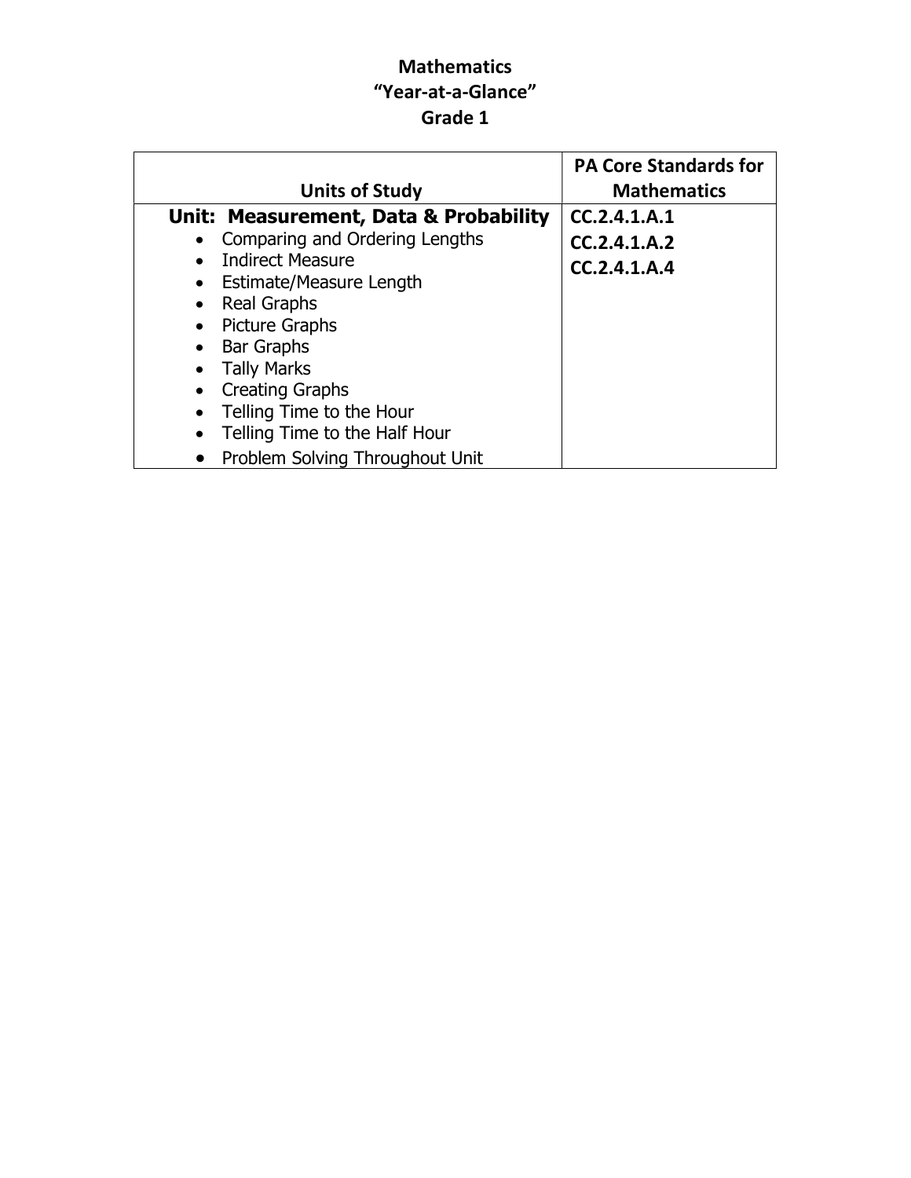**Mathematics**
**"Year-at-a-Glance"**
**Grade 1**

| Units of Study | PA Core Standards for Mathematics |
|---|---|
| **Unit: Measurement, Data & Probability**<br>• Comparing and Ordering Lengths<br>• Indirect Measure<br>• Estimate/Measure Length<br>• Real Graphs<br>• Picture Graphs<br>• Bar Graphs<br>• Tally Marks<br>• Creating Graphs<br>• Telling Time to the Hour<br>• Telling Time to the Half Hour<br>• Problem Solving Throughout Unit | **CC.2.4.1.A.1**<br>**CC.2.4.1.A.2**<br>**CC.2.4.1.A.4** |